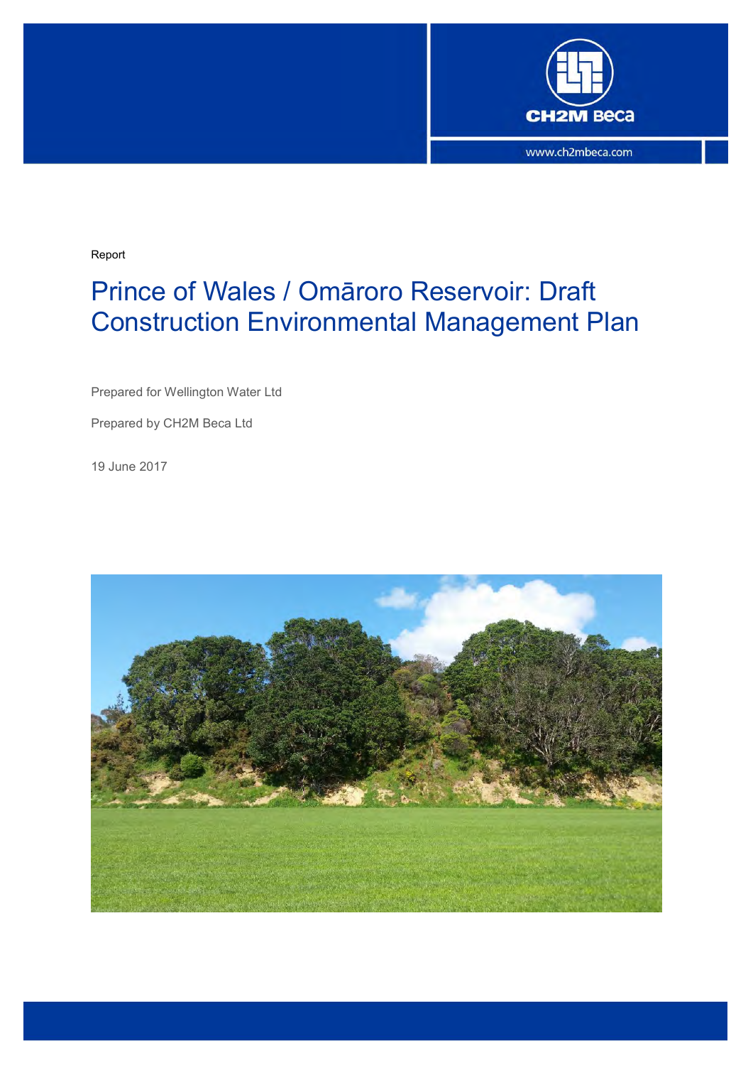Report

# Prince of Wales / Omāroro Reservoir: Draft Construction Environmental Management Plan

Prepared for Wellington Water Ltd

Prepared by CH2M Beca Ltd

19 June 2017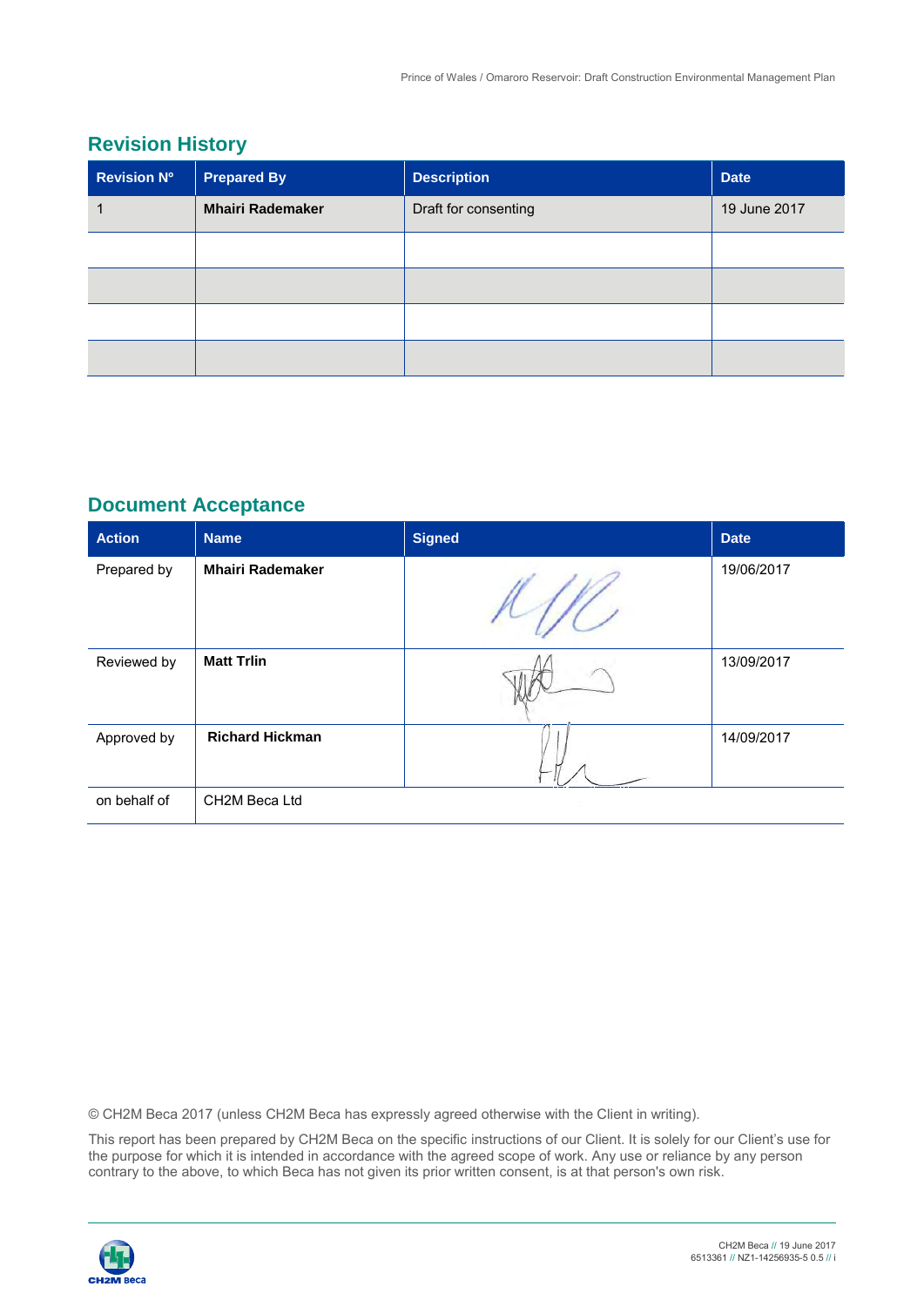## Revision History

| Revision Nº | Prepared By | Description | Date |
|---|---|---|---|
| 1 | **Mhairi Rademaker** | Draft for consenting | 19 June 2017 |
| | | | |
| | | | |
| | | | |
| | | | |

## Document Acceptance

| Action | Name | Signed | Date |
|---|---|---|---|
| Prepared by | **Mhairi Rademaker** | | 19/06/2017 |
| Reviewed by | **Matt Trlin** | | 13/09/2017 |
| Approved by | **Richard Hickman** | | 14/09/2017 |
| on behalf of | CH2M Beca Ltd | | |

© CH2M Beca 2017 (unless CH2M Beca has expressly agreed otherwise with the Client in writing).

This report has been prepared by CH2M Beca on the specific instructions of our Client. It is solely for our Client's use for the purpose for which it is intended in accordance with the agreed scope of work. Any use or reliance by any person contrary to the above, to which Beca has not given its prior written consent, is at that person's own risk.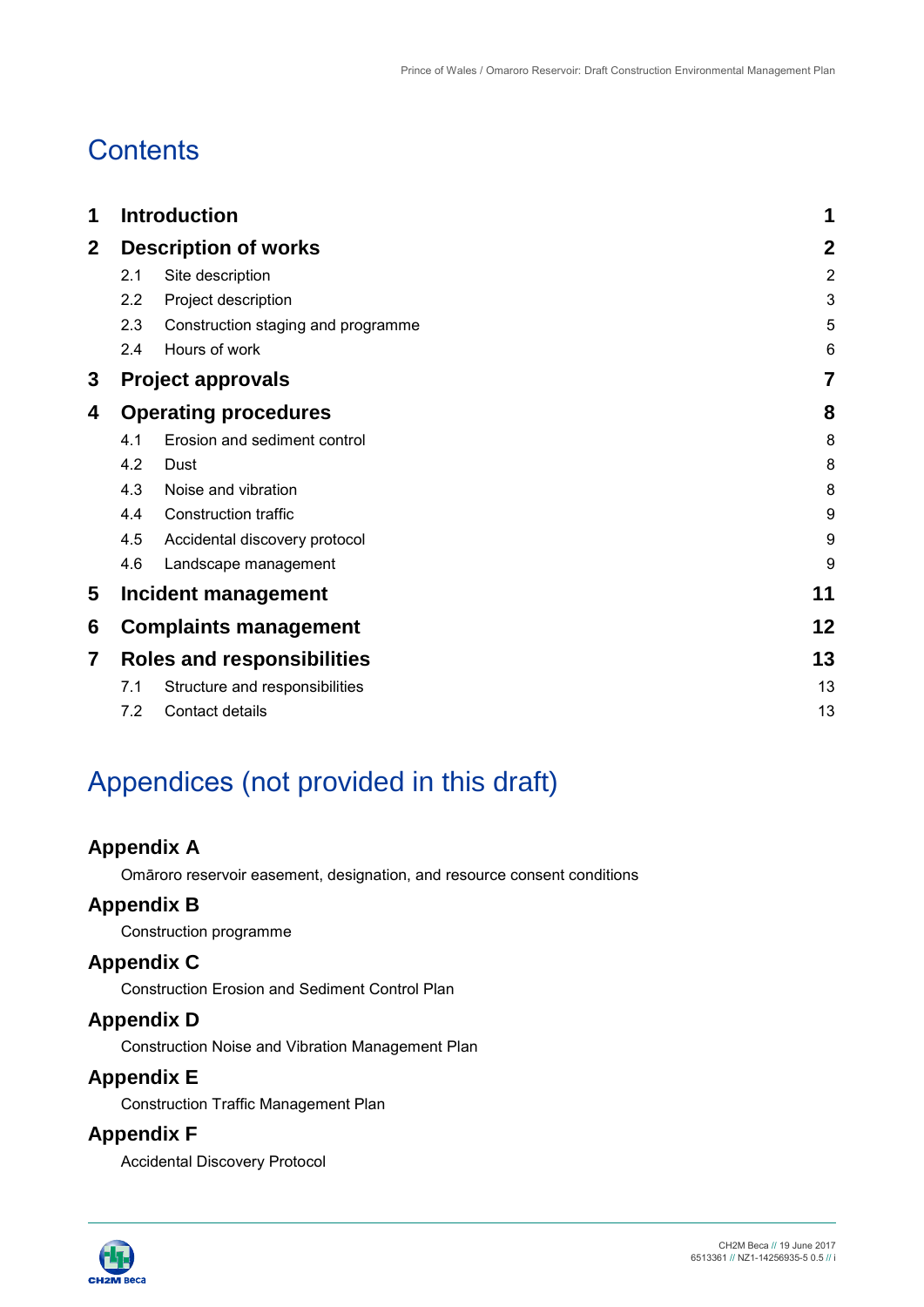# Contents

| | | |
|---|---|---|
| **1** | **Introduction** | **1** |
| **2** | **Description of works** | **2** |
| 2.1 | Site description | 2 |
| 2.2 | Project description | 3 |
| 2.3 | Construction staging and programme | 5 |
| 2.4 | Hours of work | 6 |
| **3** | **Project approvals** | **7** |
| **4** | **Operating procedures** | **8** |
| 4.1 | Erosion and sediment control | 8 |
| 4.2 | Dust | 8 |
| 4.3 | Noise and vibration | 8 |
| 4.4 | Construction traffic | 9 |
| 4.5 | Accidental discovery protocol | 9 |
| 4.6 | Landscape management | 9 |
| **5** | **Incident management** | **11** |
| **6** | **Complaints management** | **12** |
| **7** | **Roles and responsibilities** | **13** |
| 7.1 | Structure and responsibilities | 13 |
| 7.2 | Contact details | 13 |

# Appendices (not provided in this draft)

## Appendix A

Omāroro reservoir easement, designation, and resource consent conditions

## Appendix B

Construction programme

## Appendix C

Construction Erosion and Sediment Control Plan

## Appendix D

Construction Noise and Vibration Management Plan

## Appendix E

Construction Traffic Management Plan

## Appendix F

Accidental Discovery Protocol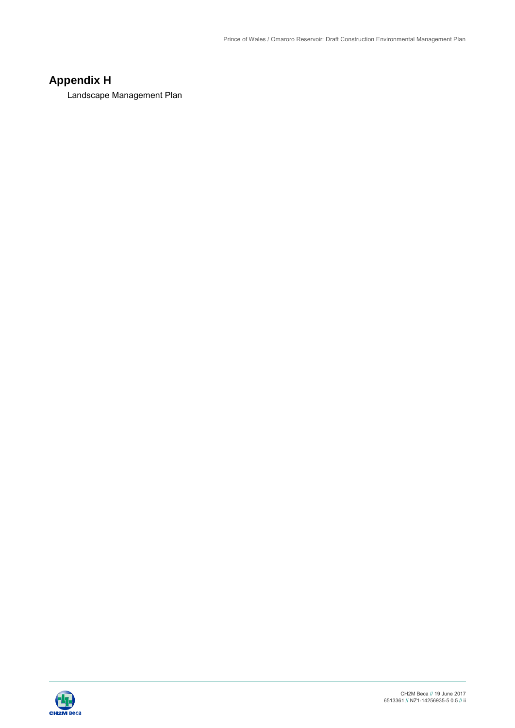# Appendix H

Landscape Management Plan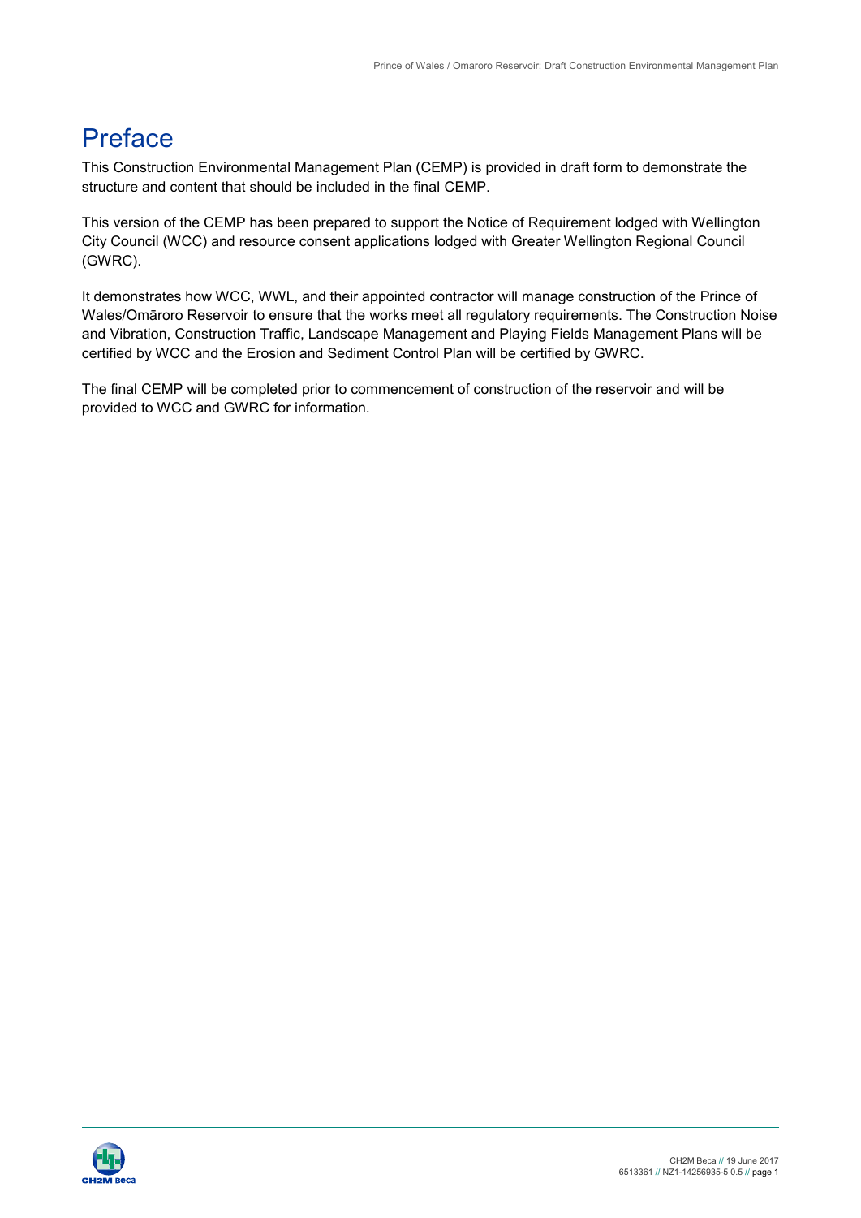# Preface

This Construction Environmental Management Plan (CEMP) is provided in draft form to demonstrate the structure and content that should be included in the final CEMP.

This version of the CEMP has been prepared to support the Notice of Requirement lodged with Wellington City Council (WCC) and resource consent applications lodged with Greater Wellington Regional Council (GWRC).

It demonstrates how WCC, WWL, and their appointed contractor will manage construction of the Prince of Wales/Omāroro Reservoir to ensure that the works meet all regulatory requirements. The Construction Noise and Vibration, Construction Traffic, Landscape Management and Playing Fields Management Plans will be certified by WCC and the Erosion and Sediment Control Plan will be certified by GWRC.

The final CEMP will be completed prior to commencement of construction of the reservoir and will be provided to WCC and GWRC for information.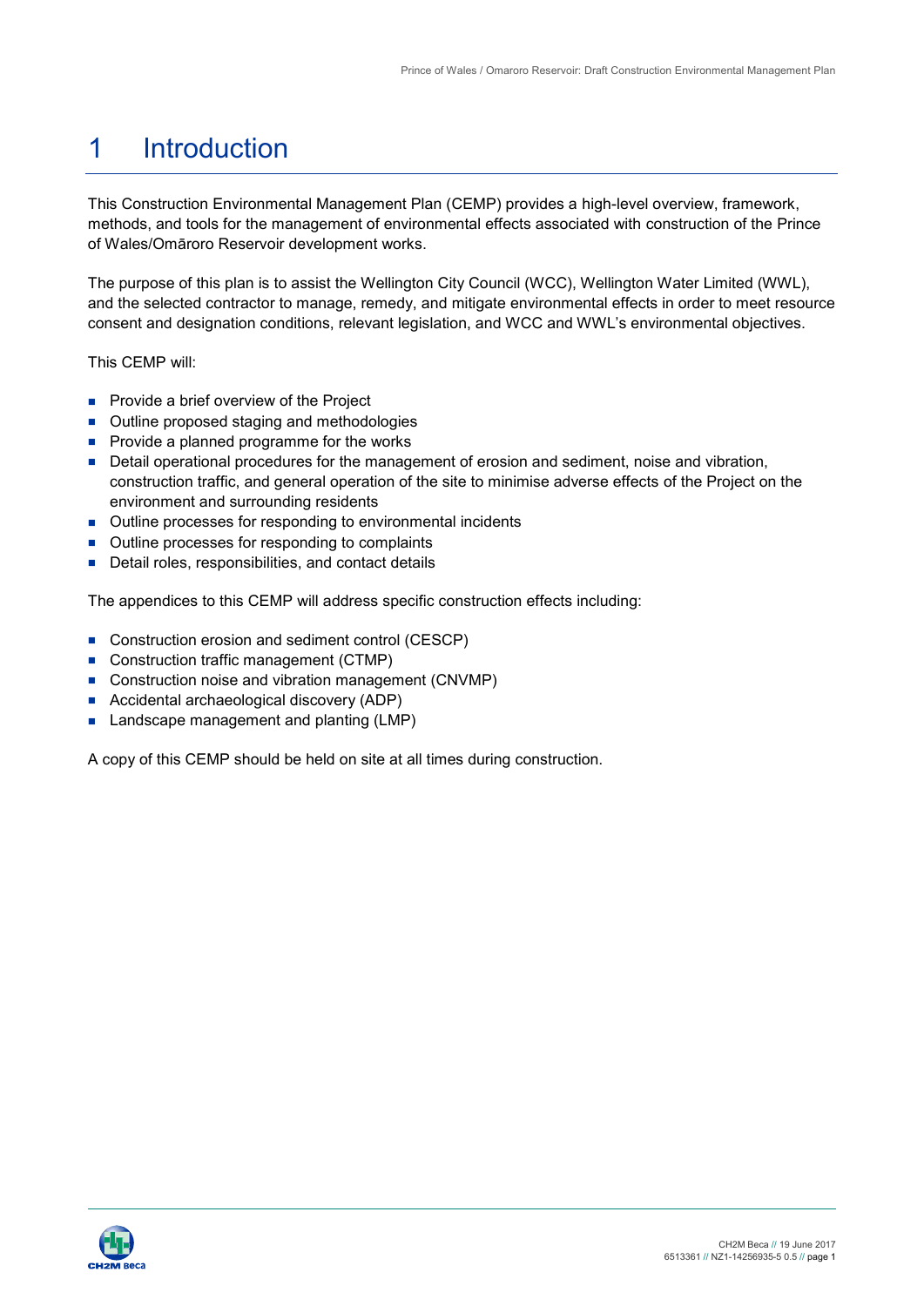# 1 Introduction

This Construction Environmental Management Plan (CEMP) provides a high-level overview, framework, methods, and tools for the management of environmental effects associated with construction of the Prince of Wales/Omāroro Reservoir development works.

The purpose of this plan is to assist the Wellington City Council (WCC), Wellington Water Limited (WWL), and the selected contractor to manage, remedy, and mitigate environmental effects in order to meet resource consent and designation conditions, relevant legislation, and WCC and WWL's environmental objectives.

This CEMP will:

- Provide a brief overview of the Project
- Outline proposed staging and methodologies
- Provide a planned programme for the works
- Detail operational procedures for the management of erosion and sediment, noise and vibration, construction traffic, and general operation of the site to minimise adverse effects of the Project on the environment and surrounding residents
- Outline processes for responding to environmental incidents
- Outline processes for responding to complaints
- Detail roles, responsibilities, and contact details

The appendices to this CEMP will address specific construction effects including:

- Construction erosion and sediment control (CESCP)
- Construction traffic management (CTMP)
- Construction noise and vibration management (CNVMP)
- Accidental archaeological discovery (ADP)
- Landscape management and planting (LMP)

A copy of this CEMP should be held on site at all times during construction.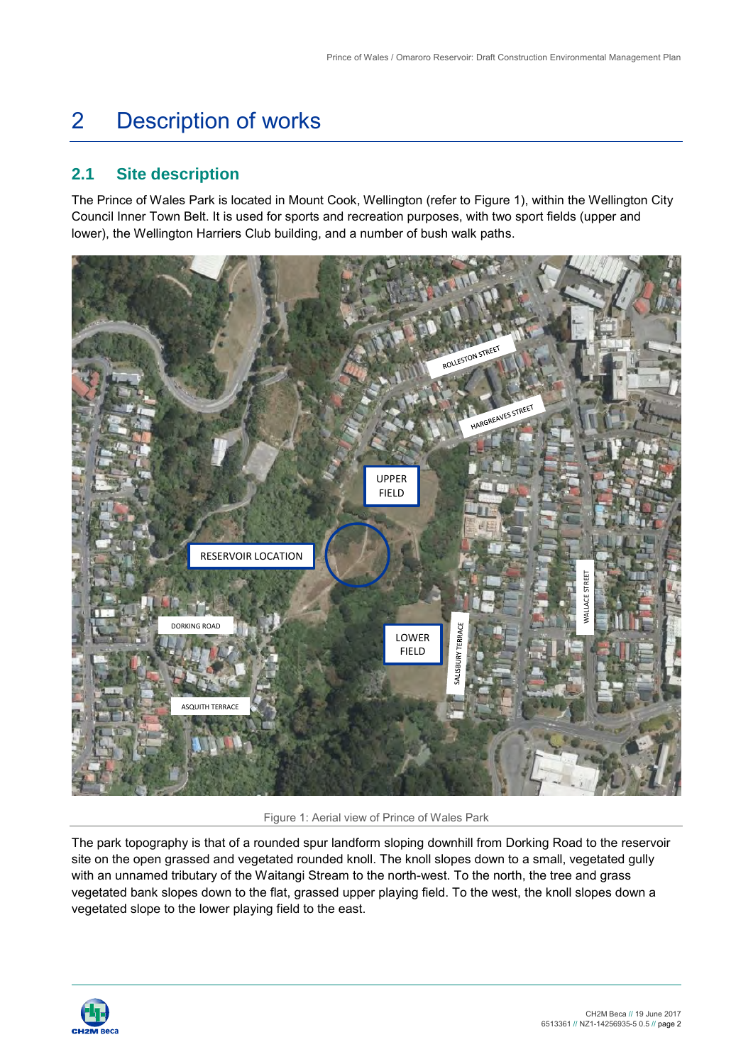# 2 Description of works

## 2.1 Site description

The Prince of Wales Park is located in Mount Cook, Wellington (refer to Figure 1), within the Wellington City Council Inner Town Belt. It is used for sports and recreation purposes, with two sport fields (upper and lower), the Wellington Harriers Club building, and a number of bush walk paths.

Figure 1: Aerial view of Prince of Wales Park

The park topography is that of a rounded spur landform sloping downhill from Dorking Road to the reservoir site on the open grassed and vegetated rounded knoll. The knoll slopes down to a small, vegetated gully with an unnamed tributary of the Waitangi Stream to the north-west. To the north, the tree and grass vegetated bank slopes down to the flat, grassed upper playing field. To the west, the knoll slopes down a vegetated slope to the lower playing field to the east.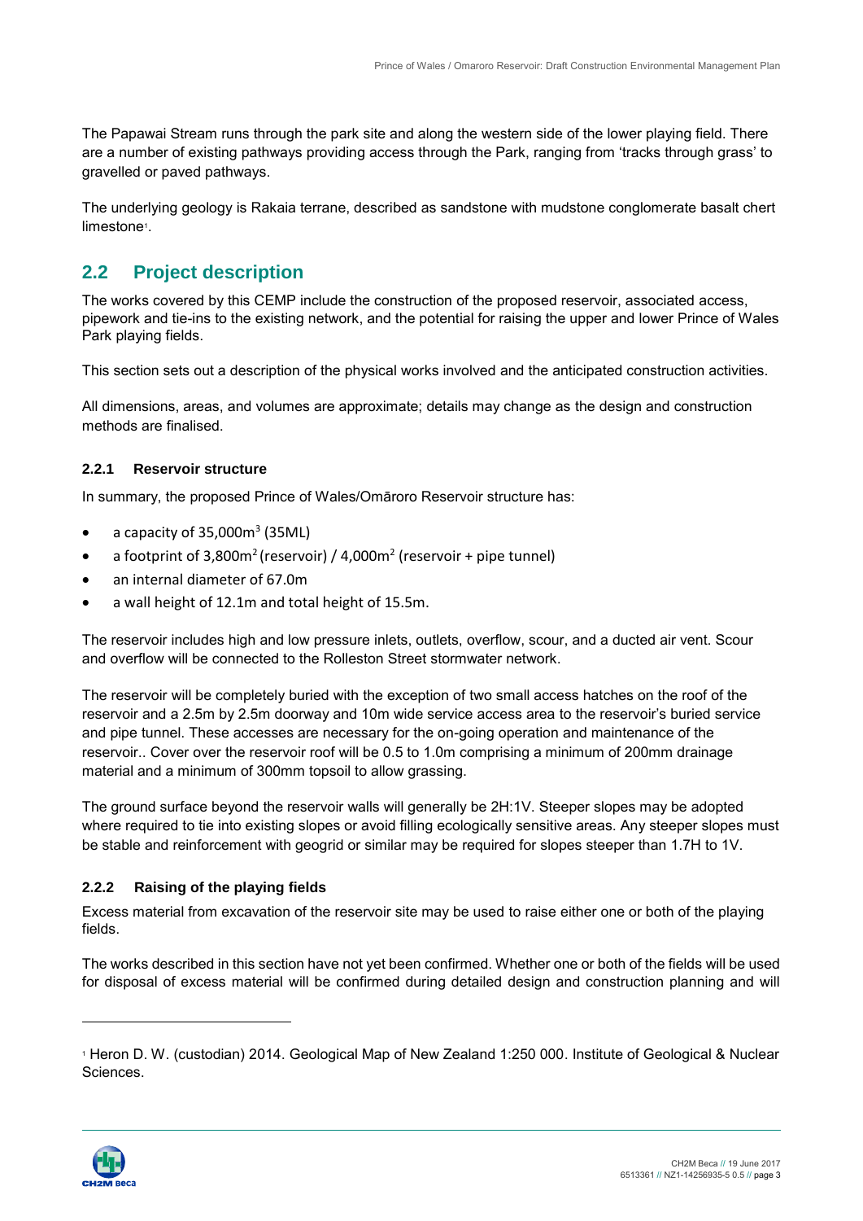The Papawai Stream runs through the park site and along the western side of the lower playing field. There are a number of existing pathways providing access through the Park, ranging from 'tracks through grass' to gravelled or paved pathways.

The underlying geology is Rakaia terrane, described as sandstone with mudstone conglomerate basalt chert limestone[1].

## 2.2 Project description

The works covered by this CEMP include the construction of the proposed reservoir, associated access, pipework and tie-ins to the existing network, and the potential for raising the upper and lower Prince of Wales Park playing fields.

This section sets out a description of the physical works involved and the anticipated construction activities.

All dimensions, areas, and volumes are approximate; details may change as the design and construction methods are finalised.

### 2.2.1 Reservoir structure

In summary, the proposed Prince of Wales/Omāroro Reservoir structure has:

- a capacity of 35,000m$^3$ (35ML)
- a footprint of 3,800m$^2$ (reservoir) / 4,000m$^2$ (reservoir + pipe tunnel)
- an internal diameter of 67.0m
- a wall height of 12.1m and total height of 15.5m.

The reservoir includes high and low pressure inlets, outlets, overflow, scour, and a ducted air vent. Scour and overflow will be connected to the Rolleston Street stormwater network.

The reservoir will be completely buried with the exception of two small access hatches on the roof of the reservoir and a 2.5m by 2.5m doorway and 10m wide service access area to the reservoir's buried service and pipe tunnel. These accesses are necessary for the on-going operation and maintenance of the reservoir.. Cover over the reservoir roof will be 0.5 to 1.0m comprising a minimum of 200mm drainage material and a minimum of 300mm topsoil to allow grassing.

The ground surface beyond the reservoir walls will generally be 2H:1V. Steeper slopes may be adopted where required to tie into existing slopes or avoid filling ecologically sensitive areas. Any steeper slopes must be stable and reinforcement with geogrid or similar may be required for slopes steeper than 1.7H to 1V.

### 2.2.2 Raising of the playing fields

Excess material from excavation of the reservoir site may be used to raise either one or both of the playing fields.

The works described in this section have not yet been confirmed. Whether one or both of the fields will be used for disposal of excess material will be confirmed during detailed design and construction planning and will

[1] Heron D. W. (custodian) 2014. Geological Map of New Zealand 1:250 000. Institute of Geological & Nuclear Sciences.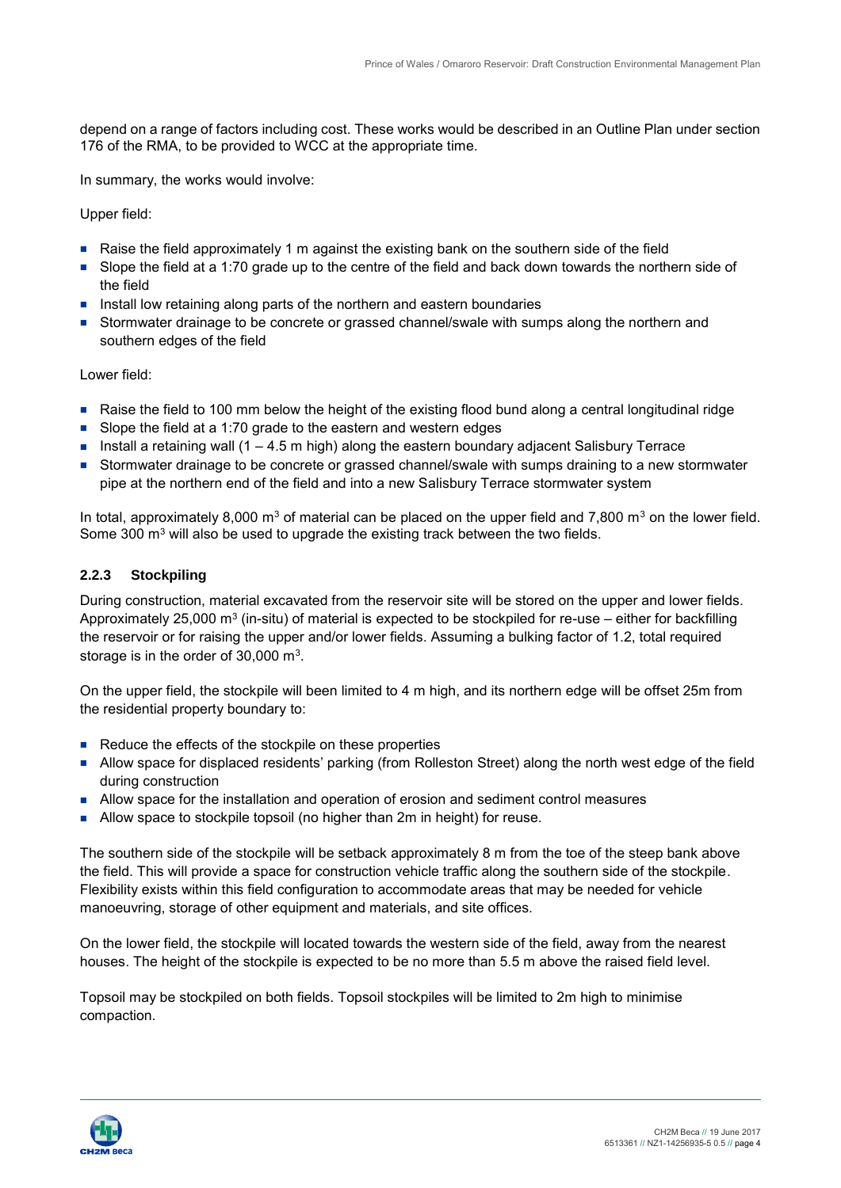depend on a range of factors including cost. These works would be described in an Outline Plan under section 176 of the RMA, to be provided to WCC at the appropriate time.

In summary, the works would involve:

Upper field:

- Raise the field approximately 1 m against the existing bank on the southern side of the field
- Slope the field at a 1:70 grade up to the centre of the field and back down towards the northern side of the field
- Install low retaining along parts of the northern and eastern boundaries
- Stormwater drainage to be concrete or grassed channel/swale with sumps along the northern and southern edges of the field

Lower field:

- Raise the field to 100 mm below the height of the existing flood bund along a central longitudinal ridge
- Slope the field at a 1:70 grade to the eastern and western edges
- Install a retaining wall (1 – 4.5 m high) along the eastern boundary adjacent Salisbury Terrace
- Stormwater drainage to be concrete or grassed channel/swale with sumps draining to a new stormwater pipe at the northern end of the field and into a new Salisbury Terrace stormwater system

In total, approximately 8,000 $m^3$ of material can be placed on the upper field and 7,800 $m^3$ on the lower field. Some 300 $m^3$ will also be used to upgrade the existing track between the two fields.

### 2.2.3 Stockpiling

During construction, material excavated from the reservoir site will be stored on the upper and lower fields. Approximately 25,000 $m^3$ (in-situ) of material is expected to be stockpiled for re-use – either for backfilling the reservoir or for raising the upper and/or lower fields. Assuming a bulking factor of 1.2, total required storage is in the order of 30,000 $m^3$.

On the upper field, the stockpile will been limited to 4 m high, and its northern edge will be offset 25m from the residential property boundary to:

- Reduce the effects of the stockpile on these properties
- Allow space for displaced residents' parking (from Rolleston Street) along the north west edge of the field during construction
- Allow space for the installation and operation of erosion and sediment control measures
- Allow space to stockpile topsoil (no higher than 2m in height) for reuse.

The southern side of the stockpile will be setback approximately 8 m from the toe of the steep bank above the field. This will provide a space for construction vehicle traffic along the southern side of the stockpile. Flexibility exists within this field configuration to accommodate areas that may be needed for vehicle manoeuvring, storage of other equipment and materials, and site offices.

On the lower field, the stockpile will located towards the western side of the field, away from the nearest houses. The height of the stockpile is expected to be no more than 5.5 m above the raised field level.

Topsoil may be stockpiled on both fields. Topsoil stockpiles will be limited to 2m high to minimise compaction.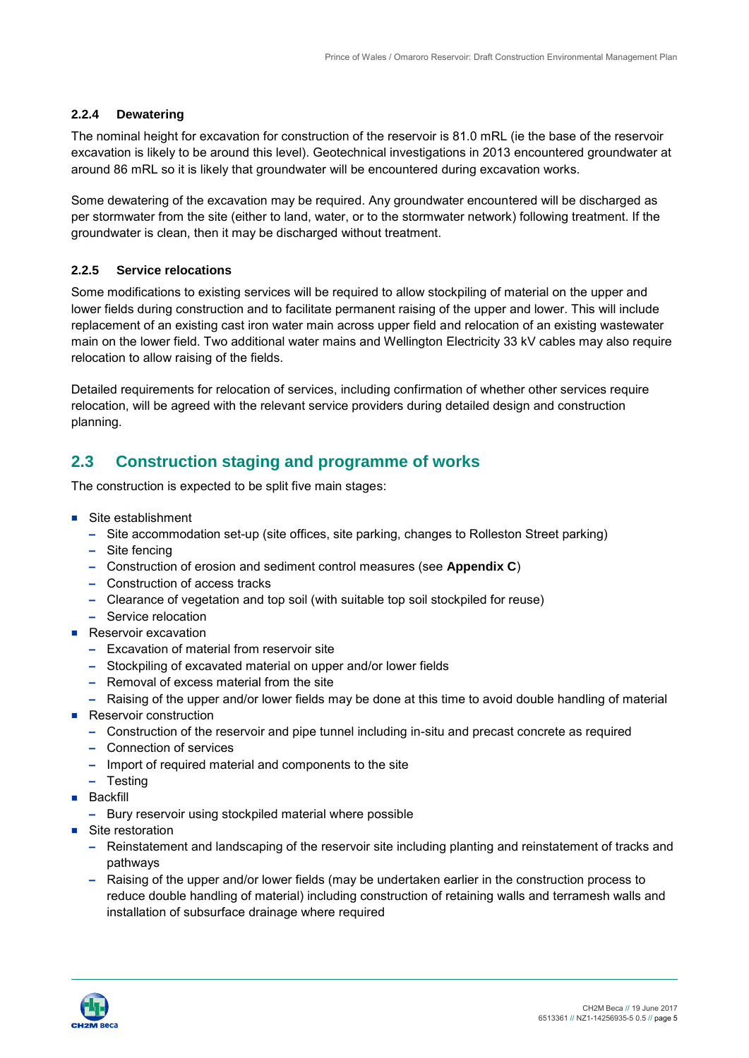#### 2.2.4 Dewatering

The nominal height for excavation for construction of the reservoir is 81.0 mRL (ie the base of the reservoir excavation is likely to be around this level). Geotechnical investigations in 2013 encountered groundwater at around 86 mRL so it is likely that groundwater will be encountered during excavation works.

Some dewatering of the excavation may be required. Any groundwater encountered will be discharged as per stormwater from the site (either to land, water, or to the stormwater network) following treatment. If the groundwater is clean, then it may be discharged without treatment.

#### 2.2.5 Service relocations

Some modifications to existing services will be required to allow stockpiling of material on the upper and lower fields during construction and to facilitate permanent raising of the upper and lower. This will include replacement of an existing cast iron water main across upper field and relocation of an existing wastewater main on the lower field. Two additional water mains and Wellington Electricity 33 kV cables may also require relocation to allow raising of the fields.

Detailed requirements for relocation of services, including confirmation of whether other services require relocation, will be agreed with the relevant service providers during detailed design and construction planning.

## 2.3 Construction staging and programme of works

The construction is expected to be split five main stages:

- Site establishment
  - Site accommodation set-up (site offices, site parking, changes to Rolleston Street parking)
  - Site fencing
  - Construction of erosion and sediment control measures (see **Appendix C**)
  - Construction of access tracks
  - Clearance of vegetation and top soil (with suitable top soil stockpiled for reuse)
  - Service relocation
- Reservoir excavation
  - Excavation of material from reservoir site
  - Stockpiling of excavated material on upper and/or lower fields
  - Removal of excess material from the site
  - Raising of the upper and/or lower fields may be done at this time to avoid double handling of material
- Reservoir construction
  - Construction of the reservoir and pipe tunnel including in-situ and precast concrete as required
  - Connection of services
  - Import of required material and components to the site
  - Testing
- Backfill
  - Bury reservoir using stockpiled material where possible
- Site restoration
  - Reinstatement and landscaping of the reservoir site including planting and reinstatement of tracks and pathways
  - Raising of the upper and/or lower fields (may be undertaken earlier in the construction process to reduce double handling of material) including construction of retaining walls and terramesh walls and installation of subsurface drainage where required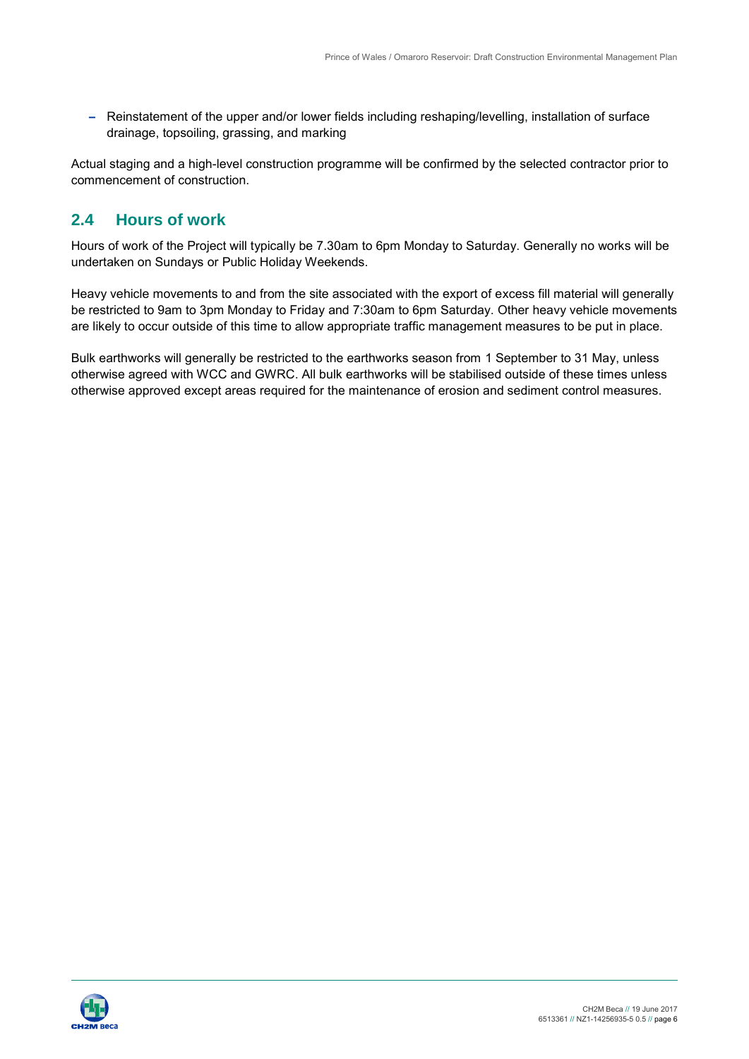- Reinstatement of the upper and/or lower fields including reshaping/levelling, installation of surface drainage, topsoiling, grassing, and marking

Actual staging and a high-level construction programme will be confirmed by the selected contractor prior to commencement of construction.

## 2.4 Hours of work

Hours of work of the Project will typically be 7.30am to 6pm Monday to Saturday. Generally no works will be undertaken on Sundays or Public Holiday Weekends.

Heavy vehicle movements to and from the site associated with the export of excess fill material will generally be restricted to 9am to 3pm Monday to Friday and 7:30am to 6pm Saturday. Other heavy vehicle movements are likely to occur outside of this time to allow appropriate traffic management measures to be put in place.

Bulk earthworks will generally be restricted to the earthworks season from 1 September to 31 May, unless otherwise agreed with WCC and GWRC. All bulk earthworks will be stabilised outside of these times unless otherwise approved except areas required for the maintenance of erosion and sediment control measures.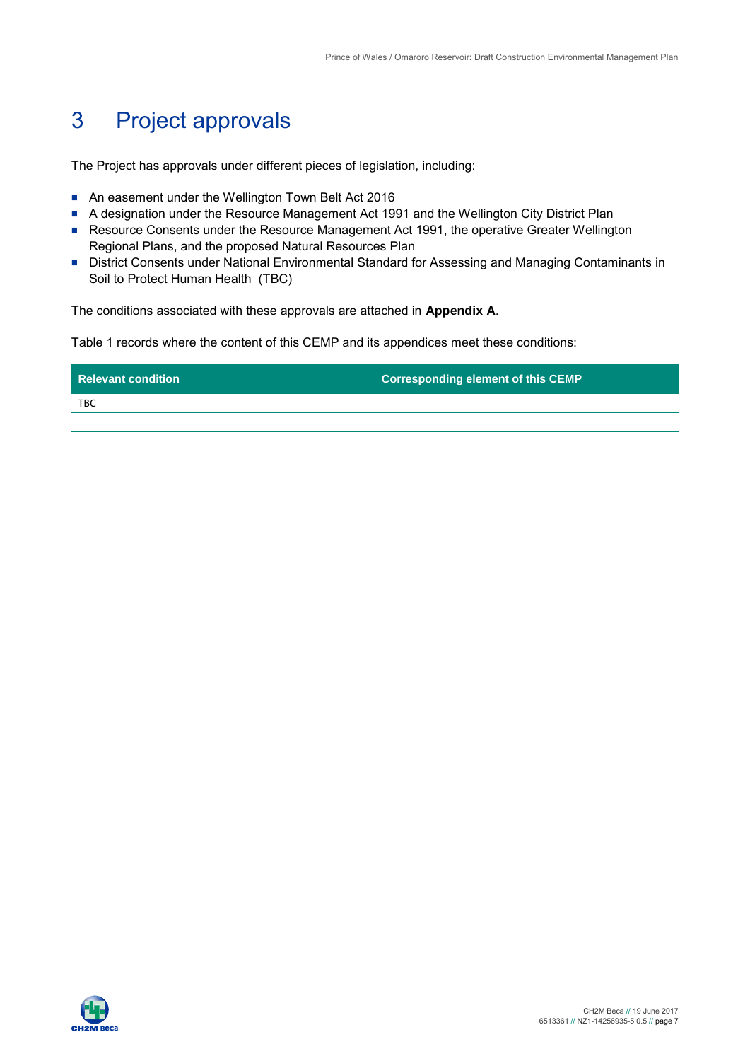# 3 Project approvals

The Project has approvals under different pieces of legislation, including:

- An easement under the Wellington Town Belt Act 2016
- A designation under the Resource Management Act 1991 and the Wellington City District Plan
- Resource Consents under the Resource Management Act 1991, the operative Greater Wellington Regional Plans, and the proposed Natural Resources Plan
- District Consents under National Environmental Standard for Assessing and Managing Contaminants in Soil to Protect Human Health (TBC)

The conditions associated with these approvals are attached in **Appendix A**.

Table 1 records where the content of this CEMP and its appendices meet these conditions:

| Relevant condition | Corresponding element of this CEMP |
|---|---|
| TBC | |
| | |
| | |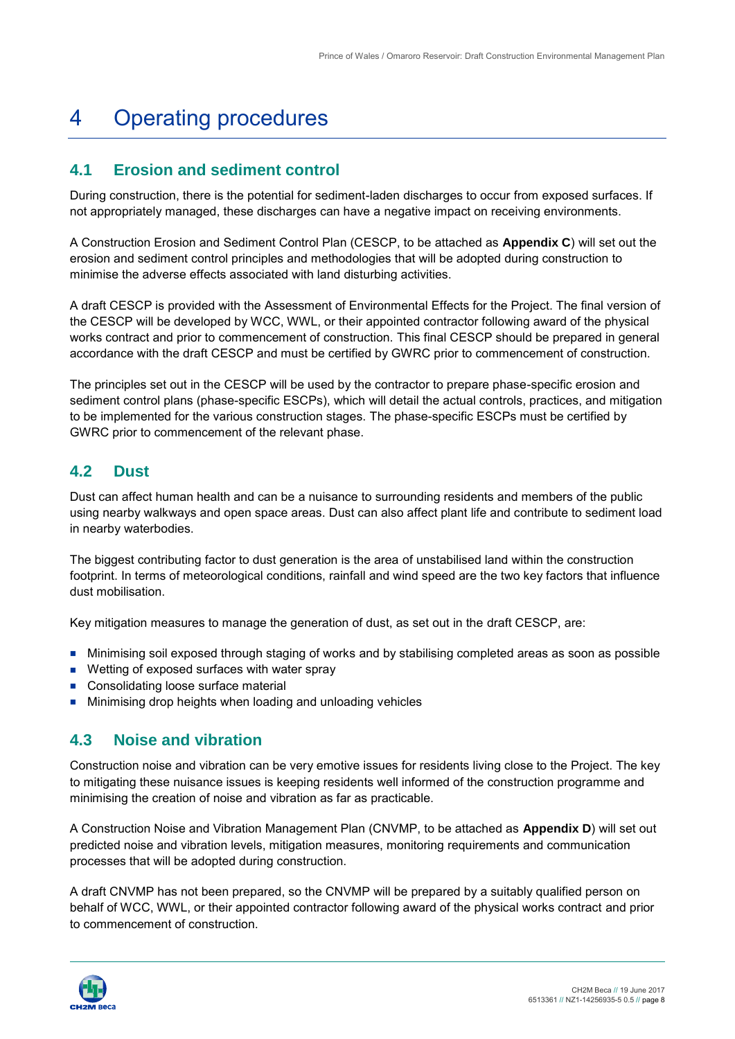# 4 Operating procedures

## 4.1 Erosion and sediment control

During construction, there is the potential for sediment-laden discharges to occur from exposed surfaces. If not appropriately managed, these discharges can have a negative impact on receiving environments.

A Construction Erosion and Sediment Control Plan (CESCP, to be attached as **Appendix C**) will set out the erosion and sediment control principles and methodologies that will be adopted during construction to minimise the adverse effects associated with land disturbing activities.

A draft CESCP is provided with the Assessment of Environmental Effects for the Project. The final version of the CESCP will be developed by WCC, WWL, or their appointed contractor following award of the physical works contract and prior to commencement of construction. This final CESCP should be prepared in general accordance with the draft CESCP and must be certified by GWRC prior to commencement of construction.

The principles set out in the CESCP will be used by the contractor to prepare phase-specific erosion and sediment control plans (phase-specific ESCPs), which will detail the actual controls, practices, and mitigation to be implemented for the various construction stages. The phase-specific ESCPs must be certified by GWRC prior to commencement of the relevant phase.

## 4.2 Dust

Dust can affect human health and can be a nuisance to surrounding residents and members of the public using nearby walkways and open space areas. Dust can also affect plant life and contribute to sediment load in nearby waterbodies.

The biggest contributing factor to dust generation is the area of unstabilised land within the construction footprint. In terms of meteorological conditions, rainfall and wind speed are the two key factors that influence dust mobilisation.

Key mitigation measures to manage the generation of dust, as set out in the draft CESCP, are:

- Minimising soil exposed through staging of works and by stabilising completed areas as soon as possible
- Wetting of exposed surfaces with water spray
- Consolidating loose surface material
- Minimising drop heights when loading and unloading vehicles

## 4.3 Noise and vibration

Construction noise and vibration can be very emotive issues for residents living close to the Project. The key to mitigating these nuisance issues is keeping residents well informed of the construction programme and minimising the creation of noise and vibration as far as practicable.

A Construction Noise and Vibration Management Plan (CNVMP, to be attached as **Appendix D**) will set out predicted noise and vibration levels, mitigation measures, monitoring requirements and communication processes that will be adopted during construction.

A draft CNVMP has not been prepared, so the CNVMP will be prepared by a suitably qualified person on behalf of WCC, WWL, or their appointed contractor following award of the physical works contract and prior to commencement of construction.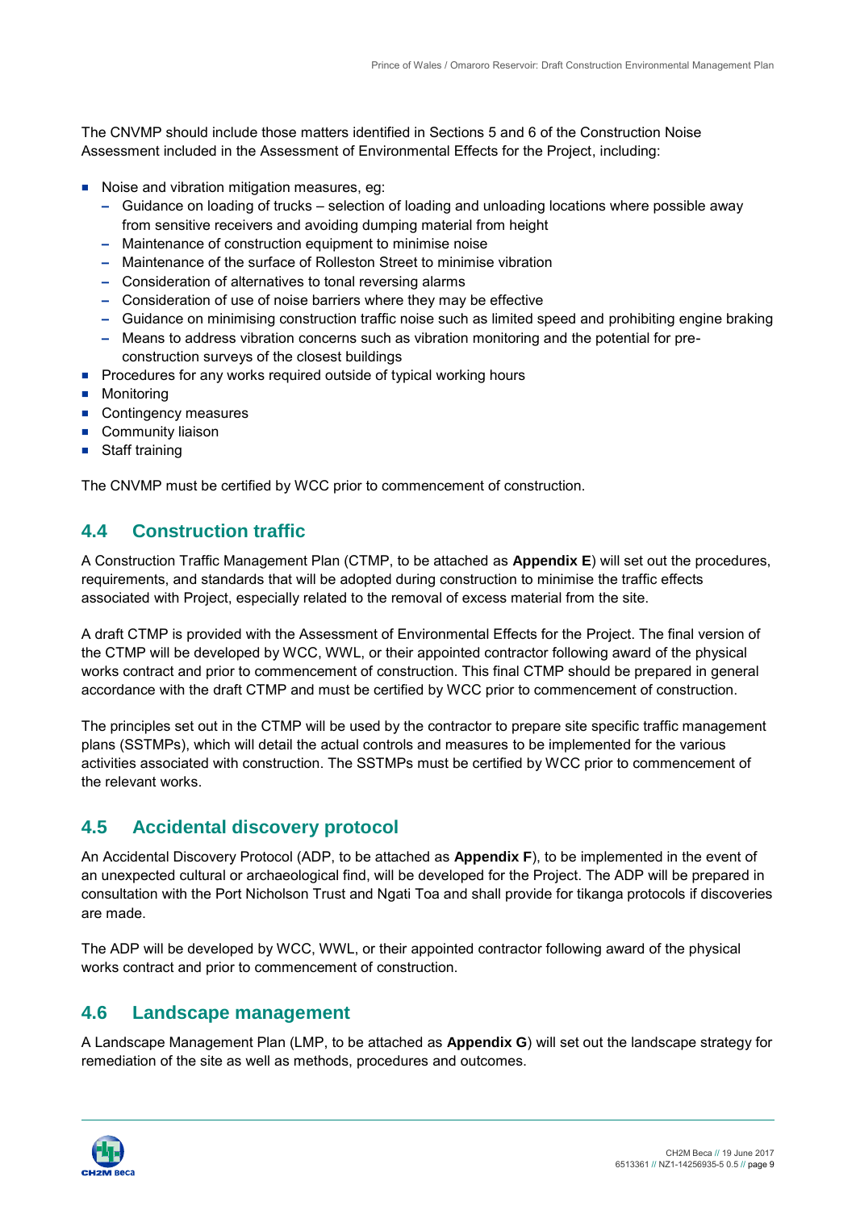The CNVMP should include those matters identified in Sections 5 and 6 of the Construction Noise Assessment included in the Assessment of Environmental Effects for the Project, including:

- Noise and vibration mitigation measures, eg:
  - Guidance on loading of trucks – selection of loading and unloading locations where possible away from sensitive receivers and avoiding dumping material from height
  - Maintenance of construction equipment to minimise noise
  - Maintenance of the surface of Rolleston Street to minimise vibration
  - Consideration of alternatives to tonal reversing alarms
  - Consideration of use of noise barriers where they may be effective
  - Guidance on minimising construction traffic noise such as limited speed and prohibiting engine braking
  - Means to address vibration concerns such as vibration monitoring and the potential for pre-construction surveys of the closest buildings
- Procedures for any works required outside of typical working hours
- Monitoring
- Contingency measures
- Community liaison
- Staff training

The CNVMP must be certified by WCC prior to commencement of construction.

## 4.4 Construction traffic

A Construction Traffic Management Plan (CTMP, to be attached as **Appendix E**) will set out the procedures, requirements, and standards that will be adopted during construction to minimise the traffic effects associated with Project, especially related to the removal of excess material from the site.

A draft CTMP is provided with the Assessment of Environmental Effects for the Project. The final version of the CTMP will be developed by WCC, WWL, or their appointed contractor following award of the physical works contract and prior to commencement of construction. This final CTMP should be prepared in general accordance with the draft CTMP and must be certified by WCC prior to commencement of construction.

The principles set out in the CTMP will be used by the contractor to prepare site specific traffic management plans (SSTMPs), which will detail the actual controls and measures to be implemented for the various activities associated with construction. The SSTMPs must be certified by WCC prior to commencement of the relevant works.

## 4.5 Accidental discovery protocol

An Accidental Discovery Protocol (ADP, to be attached as **Appendix F**), to be implemented in the event of an unexpected cultural or archaeological find, will be developed for the Project. The ADP will be prepared in consultation with the Port Nicholson Trust and Ngati Toa and shall provide for tikanga protocols if discoveries are made.

The ADP will be developed by WCC, WWL, or their appointed contractor following award of the physical works contract and prior to commencement of construction.

## 4.6 Landscape management

A Landscape Management Plan (LMP, to be attached as **Appendix G**) will set out the landscape strategy for remediation of the site as well as methods, procedures and outcomes.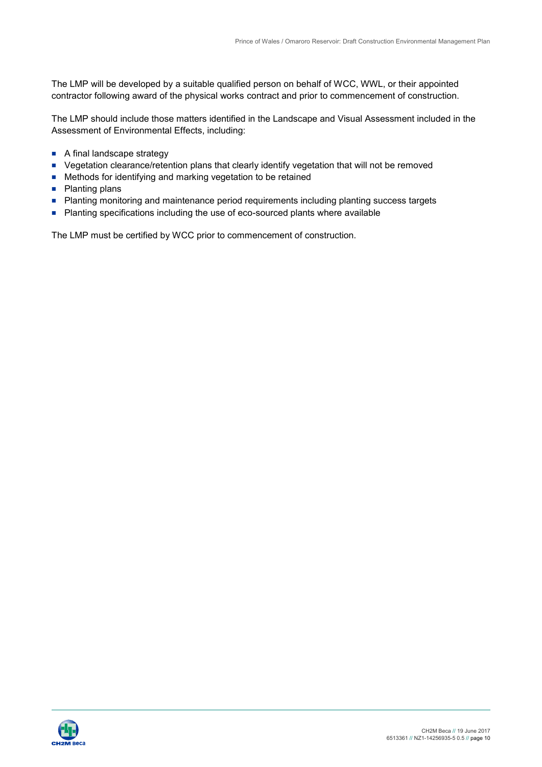The LMP will be developed by a suitable qualified person on behalf of WCC, WWL, or their appointed contractor following award of the physical works contract and prior to commencement of construction.

The LMP should include those matters identified in the Landscape and Visual Assessment included in the Assessment of Environmental Effects, including:

- A final landscape strategy
- Vegetation clearance/retention plans that clearly identify vegetation that will not be removed
- Methods for identifying and marking vegetation to be retained
- Planting plans
- Planting monitoring and maintenance period requirements including planting success targets
- Planting specifications including the use of eco-sourced plants where available

The LMP must be certified by WCC prior to commencement of construction.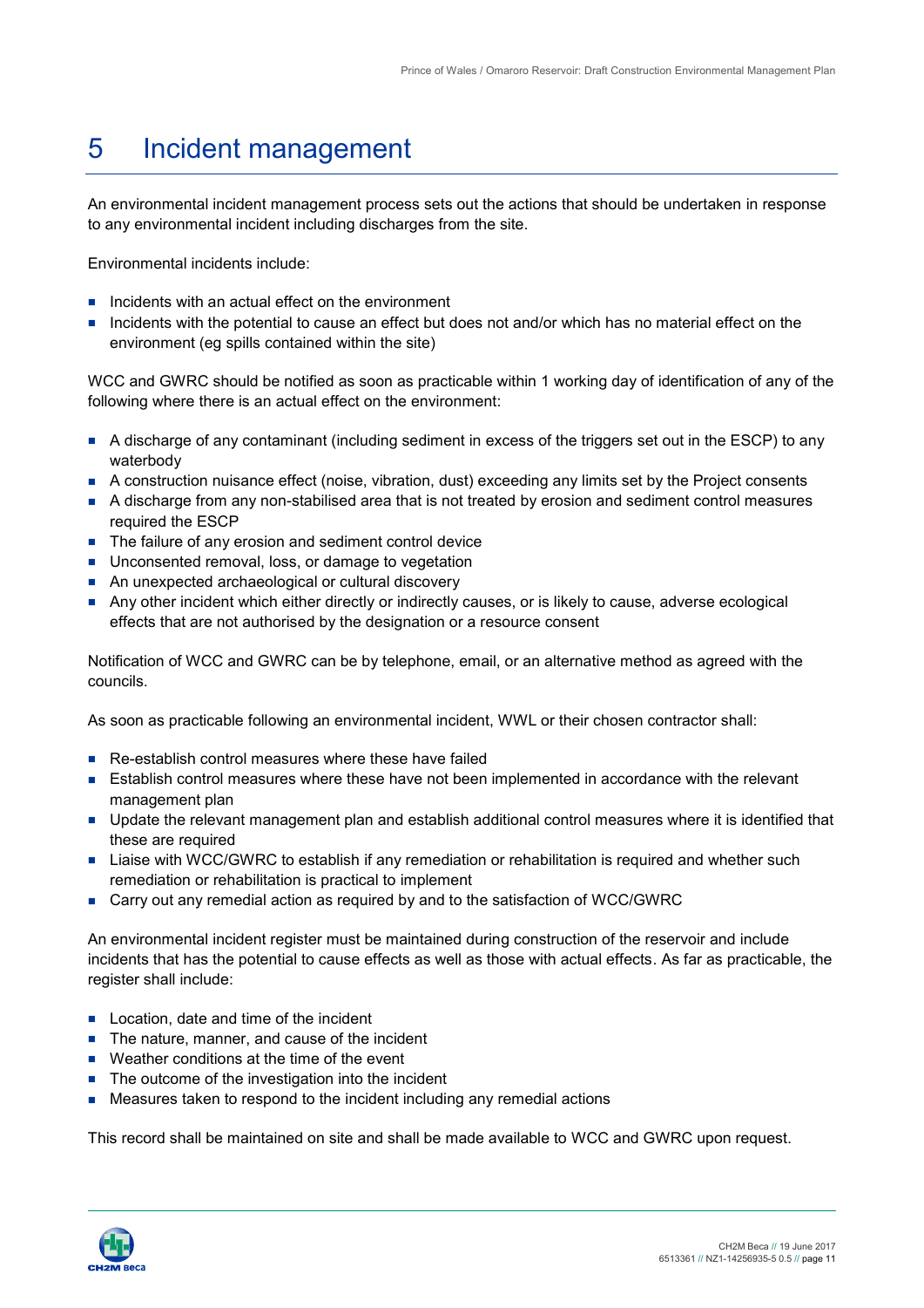# 5 Incident management

An environmental incident management process sets out the actions that should be undertaken in response to any environmental incident including discharges from the site.

Environmental incidents include:

- Incidents with an actual effect on the environment
- Incidents with the potential to cause an effect but does not and/or which has no material effect on the environment (eg spills contained within the site)

WCC and GWRC should be notified as soon as practicable within 1 working day of identification of any of the following where there is an actual effect on the environment:

- A discharge of any contaminant (including sediment in excess of the triggers set out in the ESCP) to any waterbody
- A construction nuisance effect (noise, vibration, dust) exceeding any limits set by the Project consents
- A discharge from any non-stabilised area that is not treated by erosion and sediment control measures required the ESCP
- The failure of any erosion and sediment control device
- Unconsented removal, loss, or damage to vegetation
- An unexpected archaeological or cultural discovery
- Any other incident which either directly or indirectly causes, or is likely to cause, adverse ecological effects that are not authorised by the designation or a resource consent

Notification of WCC and GWRC can be by telephone, email, or an alternative method as agreed with the councils.

As soon as practicable following an environmental incident, WWL or their chosen contractor shall:

- Re-establish control measures where these have failed
- Establish control measures where these have not been implemented in accordance with the relevant management plan
- Update the relevant management plan and establish additional control measures where it is identified that these are required
- Liaise with WCC/GWRC to establish if any remediation or rehabilitation is required and whether such remediation or rehabilitation is practical to implement
- Carry out any remedial action as required by and to the satisfaction of WCC/GWRC

An environmental incident register must be maintained during construction of the reservoir and include incidents that has the potential to cause effects as well as those with actual effects. As far as practicable, the register shall include:

- Location, date and time of the incident
- The nature, manner, and cause of the incident
- Weather conditions at the time of the event
- The outcome of the investigation into the incident
- Measures taken to respond to the incident including any remedial actions

This record shall be maintained on site and shall be made available to WCC and GWRC upon request.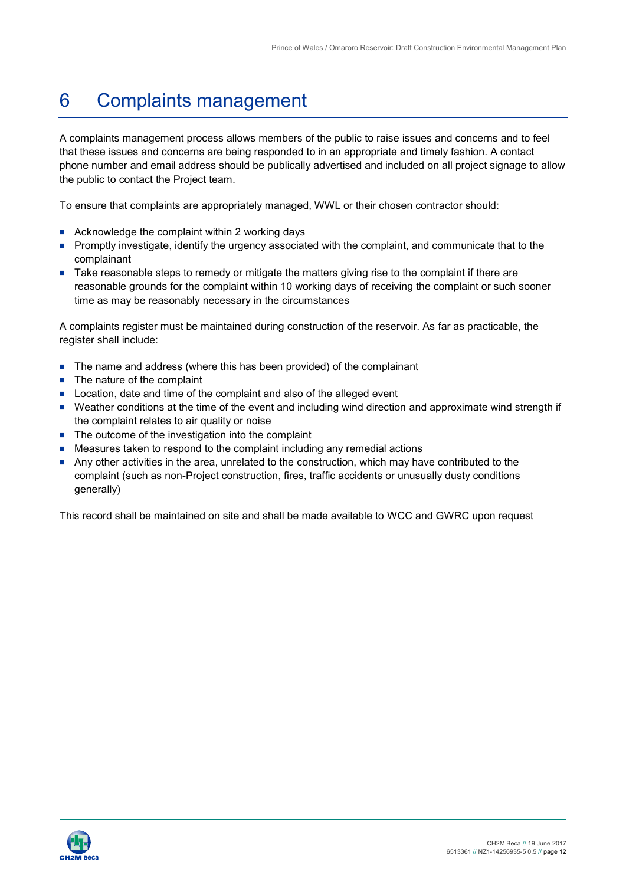# 6 Complaints management

A complaints management process allows members of the public to raise issues and concerns and to feel that these issues and concerns are being responded to in an appropriate and timely fashion. A contact phone number and email address should be publically advertised and included on all project signage to allow the public to contact the Project team.

To ensure that complaints are appropriately managed, WWL or their chosen contractor should:

- Acknowledge the complaint within 2 working days
- Promptly investigate, identify the urgency associated with the complaint, and communicate that to the complainant
- Take reasonable steps to remedy or mitigate the matters giving rise to the complaint if there are reasonable grounds for the complaint within 10 working days of receiving the complaint or such sooner time as may be reasonably necessary in the circumstances

A complaints register must be maintained during construction of the reservoir. As far as practicable, the register shall include:

- The name and address (where this has been provided) of the complainant
- The nature of the complaint
- Location, date and time of the complaint and also of the alleged event
- Weather conditions at the time of the event and including wind direction and approximate wind strength if the complaint relates to air quality or noise
- The outcome of the investigation into the complaint
- Measures taken to respond to the complaint including any remedial actions
- Any other activities in the area, unrelated to the construction, which may have contributed to the complaint (such as non-Project construction, fires, traffic accidents or unusually dusty conditions generally)

This record shall be maintained on site and shall be made available to WCC and GWRC upon request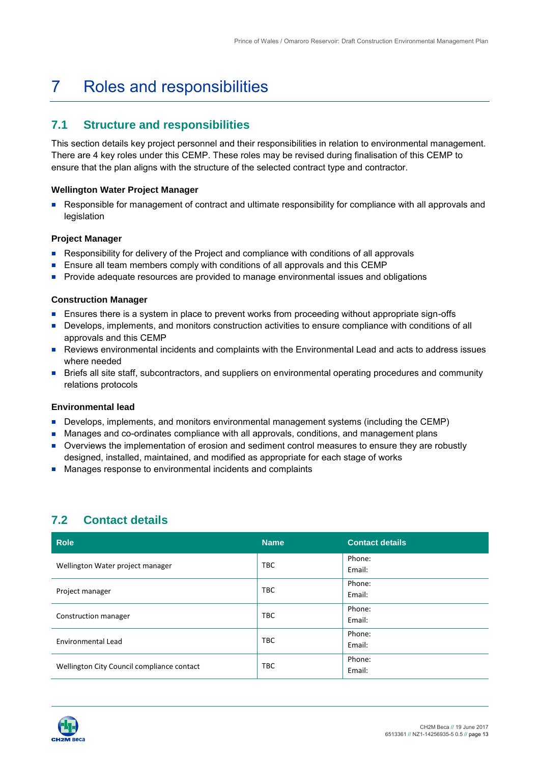# 7 Roles and responsibilities

## 7.1 Structure and responsibilities

This section details key project personnel and their responsibilities in relation to environmental management. There are 4 key roles under this CEMP. These roles may be revised during finalisation of this CEMP to ensure that the plan aligns with the structure of the selected contract type and contractor.

**Wellington Water Project Manager**

- Responsible for management of contract and ultimate responsibility for compliance with all approvals and legislation

**Project Manager**

- Responsibility for delivery of the Project and compliance with conditions of all approvals
- Ensure all team members comply with conditions of all approvals and this CEMP
- Provide adequate resources are provided to manage environmental issues and obligations

**Construction Manager**

- Ensures there is a system in place to prevent works from proceeding without appropriate sign-offs
- Develops, implements, and monitors construction activities to ensure compliance with conditions of all approvals and this CEMP
- Reviews environmental incidents and complaints with the Environmental Lead and acts to address issues where needed
- Briefs all site staff, subcontractors, and suppliers on environmental operating procedures and community relations protocols

**Environmental lead**

- Develops, implements, and monitors environmental management systems (including the CEMP)
- Manages and co-ordinates compliance with all approvals, conditions, and management plans
- Overviews the implementation of erosion and sediment control measures to ensure they are robustly designed, installed, maintained, and modified as appropriate for each stage of works
- Manages response to environmental incidents and complaints

## 7.2 Contact details

| Role | Name | Contact details |
|---|---|---|
| Wellington Water project manager | TBC | Phone:<br>Email: |
| Project manager | TBC | Phone:<br>Email: |
| Construction manager | TBC | Phone:<br>Email: |
| Environmental Lead | TBC | Phone:<br>Email: |
| Wellington City Council compliance contact | TBC | Phone:<br>Email: |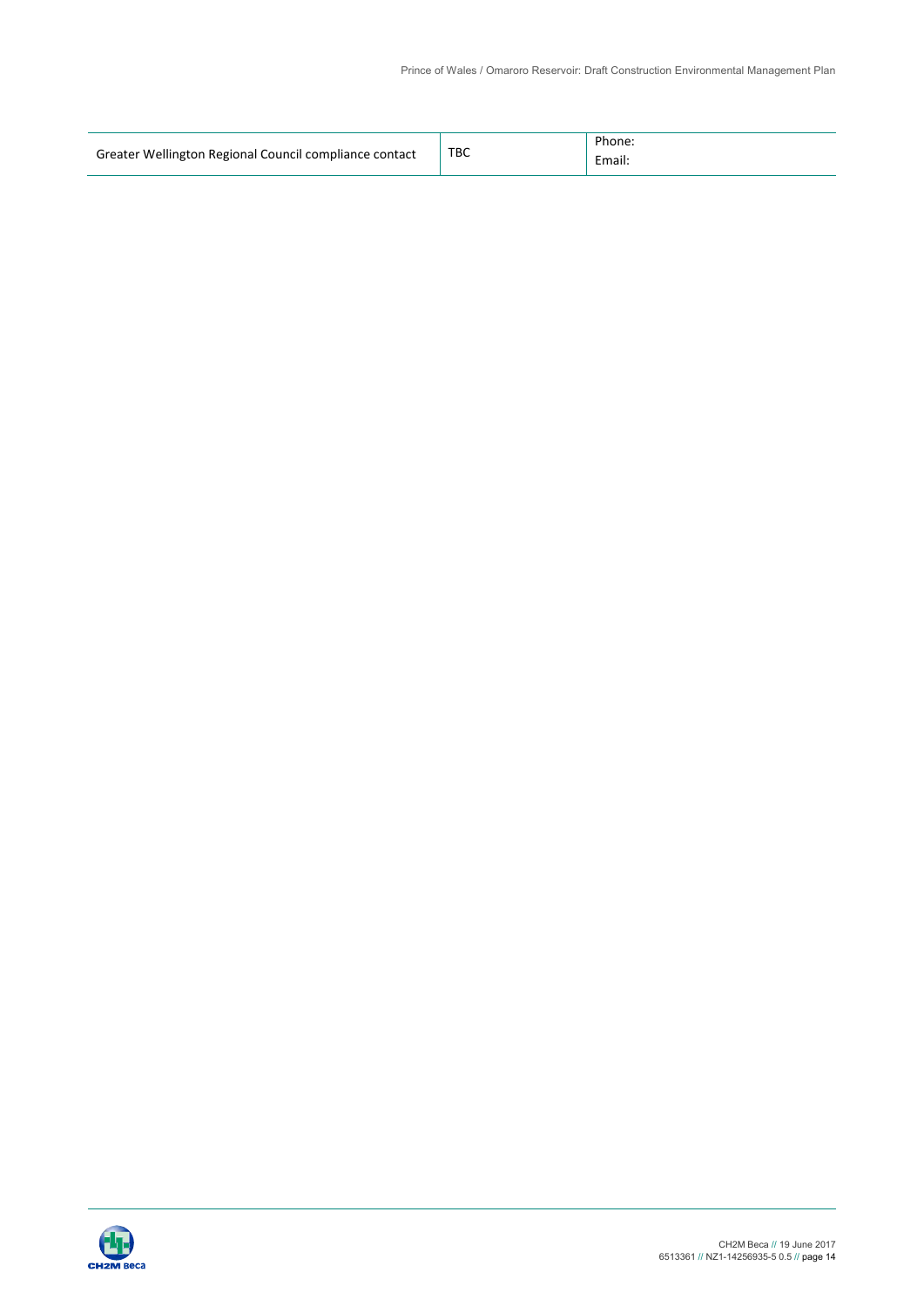| | | |
|---|---|---|
| Greater Wellington Regional Council compliance contact | TBC | Phone:<br>Email: |